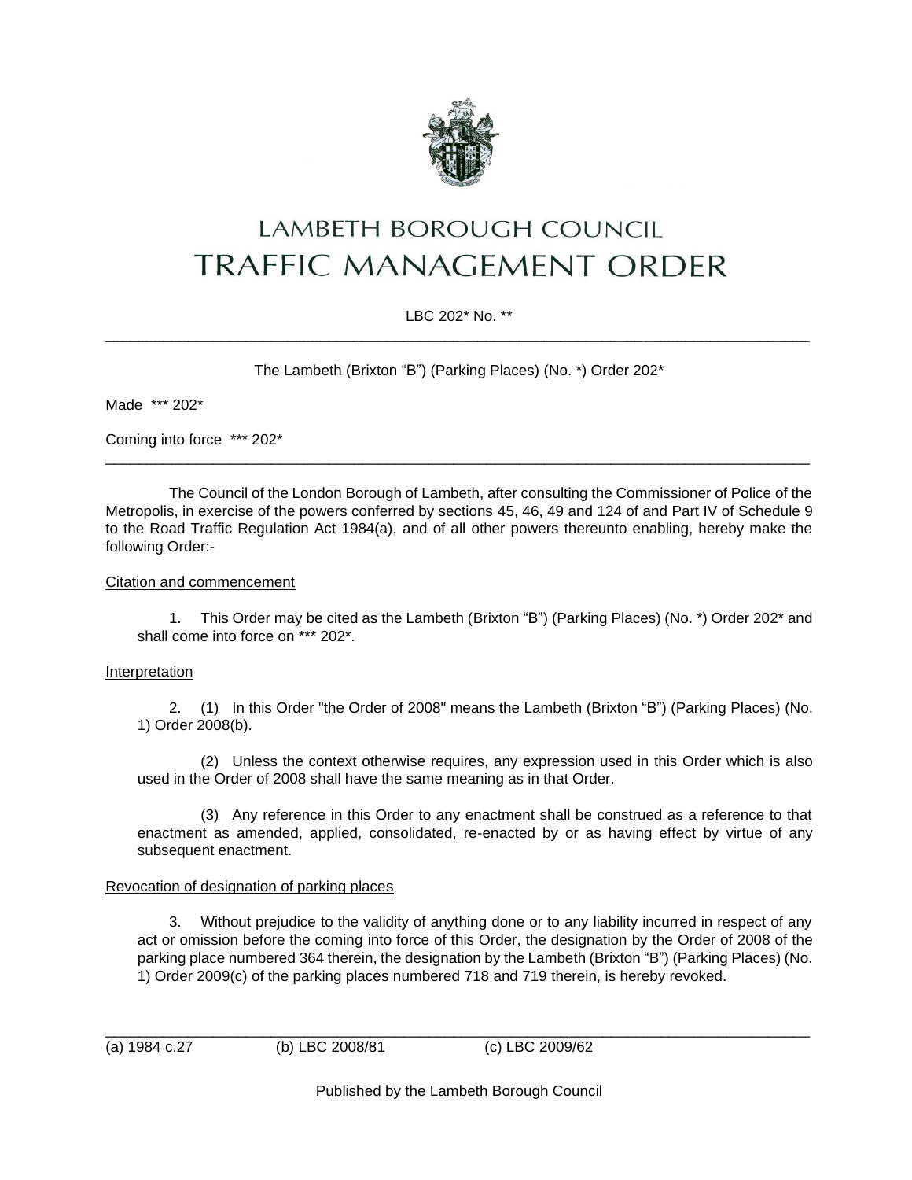# LAMBETH BOROUGH COUNCIL
# TRAFFIC MANAGEMENT ORDER

LBC 202* No. **

---

The Lambeth (Brixton "B") (Parking Places) (No. *) Order 202*

Made *** 202*

Coming into force *** 202*

---

The Council of the London Borough of Lambeth, after consulting the Commissioner of Police of the Metropolis, in exercise of the powers conferred by sections 45, 46, 49 and 124 of and Part IV of Schedule 9 to the Road Traffic Regulation Act 1984(a), and of all other powers thereunto enabling, hereby make the following Order:-

<u>Citation and commencement</u>

1. This Order may be cited as the Lambeth (Brixton "B") (Parking Places) (No. *) Order 202* and shall come into force on *** 202*.

<u>Interpretation</u>

2. (1) In this Order "the Order of 2008" means the Lambeth (Brixton "B") (Parking Places) (No. 1) Order 2008(b).

(2) Unless the context otherwise requires, any expression used in this Order which is also used in the Order of 2008 shall have the same meaning as in that Order.

(3) Any reference in this Order to any enactment shall be construed as a reference to that enactment as amended, applied, consolidated, re-enacted by or as having effect by virtue of any subsequent enactment.

<u>Revocation of designation of parking places</u>

3. Without prejudice to the validity of anything done or to any liability incurred in respect of any act or omission before the coming into force of this Order, the designation by the Order of 2008 of the parking place numbered 364 therein, the designation by the Lambeth (Brixton "B") (Parking Places) (No. 1) Order 2009(c) of the parking places numbered 718 and 719 therein, is hereby revoked.

---

(a) 1984 c.27 (b) LBC 2008/81 (c) LBC 2009/62

Published by the Lambeth Borough Council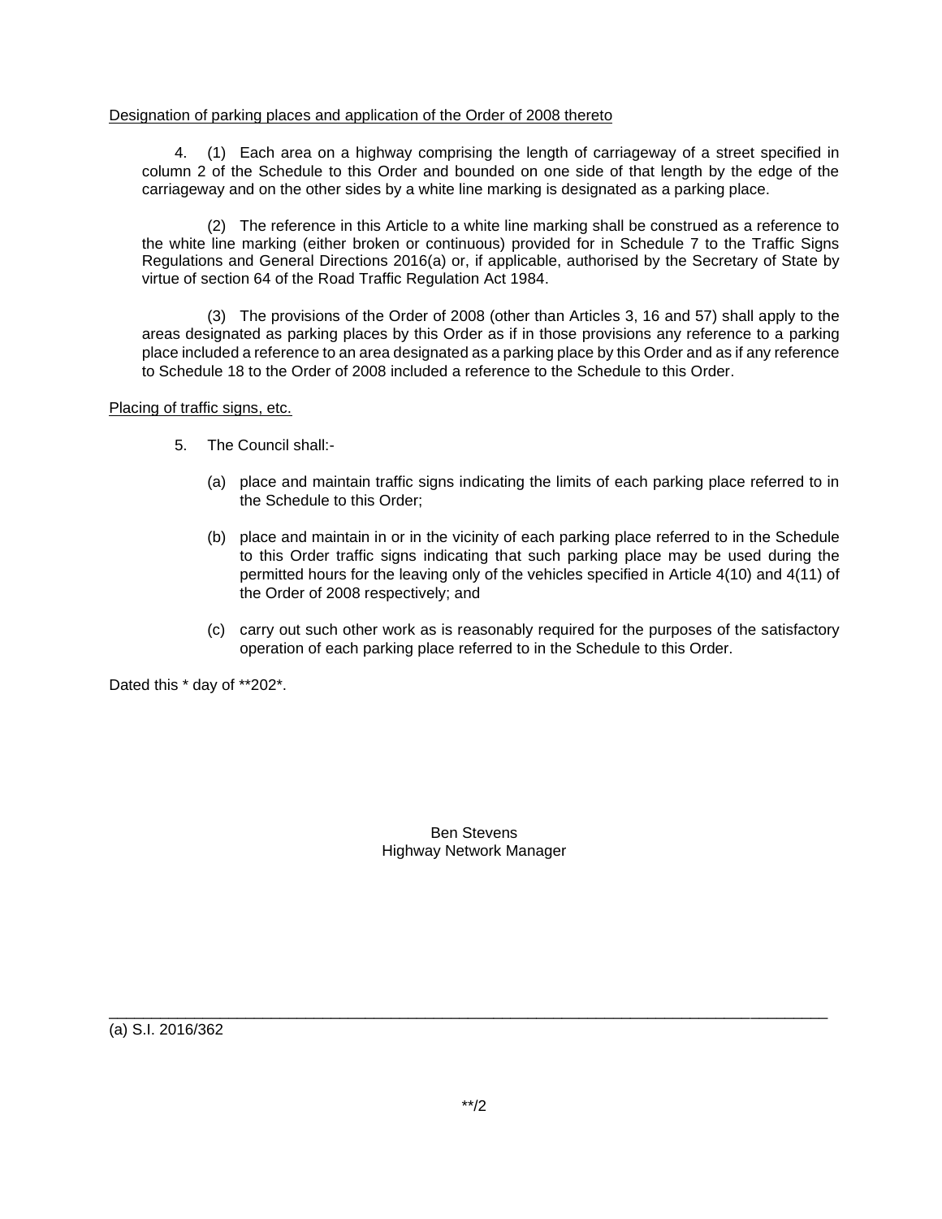Designation of parking places and application of the Order of 2008 thereto

4. (1) Each area on a highway comprising the length of carriageway of a street specified in column 2 of the Schedule to this Order and bounded on one side of that length by the edge of the carriageway and on the other sides by a white line marking is designated as a parking place.

(2) The reference in this Article to a white line marking shall be construed as a reference to the white line marking (either broken or continuous) provided for in Schedule 7 to the Traffic Signs Regulations and General Directions 2016(a) or, if applicable, authorised by the Secretary of State by virtue of section 64 of the Road Traffic Regulation Act 1984.

(3) The provisions of the Order of 2008 (other than Articles 3, 16 and 57) shall apply to the areas designated as parking places by this Order as if in those provisions any reference to a parking place included a reference to an area designated as a parking place by this Order and as if any reference to Schedule 18 to the Order of 2008 included a reference to the Schedule to this Order.

Placing of traffic signs, etc.

5. The Council shall:-

(a) place and maintain traffic signs indicating the limits of each parking place referred to in the Schedule to this Order;

(b) place and maintain in or in the vicinity of each parking place referred to in the Schedule to this Order traffic signs indicating that such parking place may be used during the permitted hours for the leaving only of the vehicles specified in Article 4(10) and 4(11) of the Order of 2008 respectively; and

(c) carry out such other work as is reasonably required for the purposes of the satisfactory operation of each parking place referred to in the Schedule to this Order.

Dated this * day of **202*.

Ben Stevens
Highway Network Manager

---

(a) S.I. 2016/362

**/2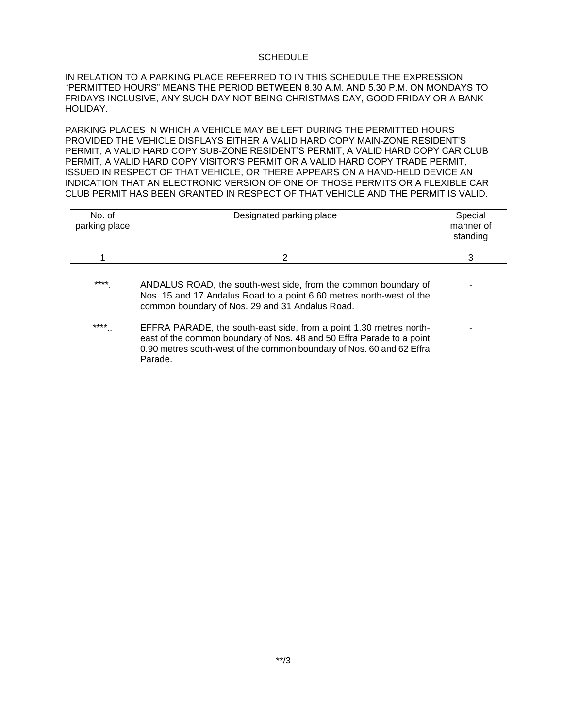SCHEDULE

IN RELATION TO A PARKING PLACE REFERRED TO IN THIS SCHEDULE THE EXPRESSION "PERMITTED HOURS" MEANS THE PERIOD BETWEEN 8.30 A.M. AND 5.30 P.M. ON MONDAYS TO FRIDAYS INCLUSIVE, ANY SUCH DAY NOT BEING CHRISTMAS DAY, GOOD FRIDAY OR A BANK HOLIDAY.

PARKING PLACES IN WHICH A VEHICLE MAY BE LEFT DURING THE PERMITTED HOURS PROVIDED THE VEHICLE DISPLAYS EITHER A VALID HARD COPY MAIN-ZONE RESIDENT'S PERMIT, A VALID HARD COPY SUB-ZONE RESIDENT'S PERMIT, A VALID HARD COPY CAR CLUB PERMIT, A VALID HARD COPY VISITOR'S PERMIT OR A VALID HARD COPY TRADE PERMIT, ISSUED IN RESPECT OF THAT VEHICLE, OR THERE APPEARS ON A HAND-HELD DEVICE AN INDICATION THAT AN ELECTRONIC VERSION OF ONE OF THOSE PERMITS OR A FLEXIBLE CAR CLUB PERMIT HAS BEEN GRANTED IN RESPECT OF THAT VEHICLE AND THE PERMIT IS VALID.

| No. of parking place | Designated parking place | Special manner of standing |
|---|---|---|
| 1 | 2 | 3 |
| ****. | ANDALUS ROAD, the south-west side, from the common boundary of Nos. 15 and 17 Andalus Road to a point 6.60 metres north-west of the common boundary of Nos. 29 and 31 Andalus Road. | - |
| ****.. | EFFRA PARADE, the south-east side, from a point 1.30 metres north-east of the common boundary of Nos. 48 and 50 Effra Parade to a point 0.90 metres south-west of the common boundary of Nos. 60 and 62 Effra Parade. | - |